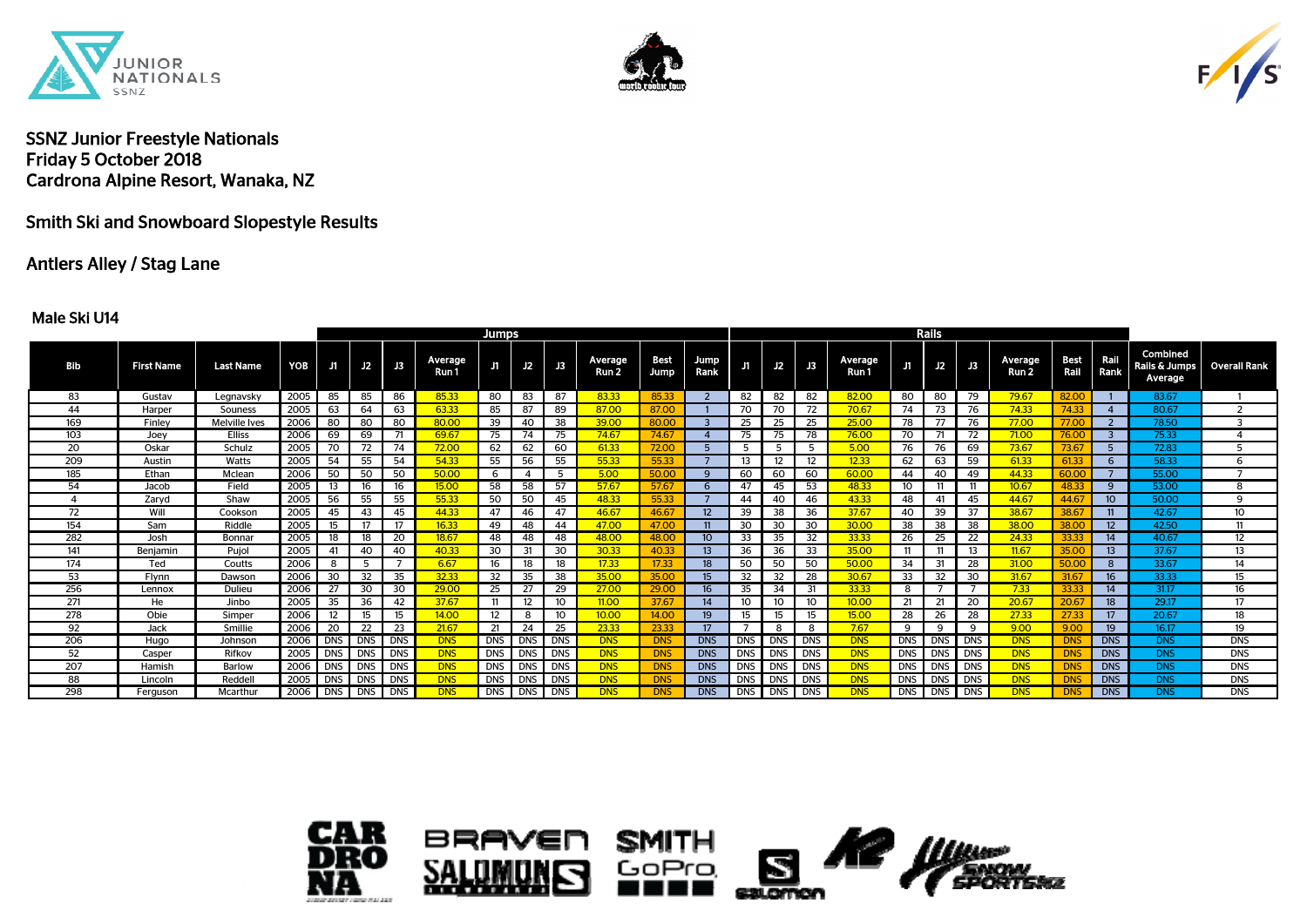# SSNZ Junior Freestyle Nationals
## Friday 5 October 2018
## Cardrona Alpine Resort, Wanaka, NZ

## Smith Ski and Snowboard Slopestyle Results

## Antlers Alley / Stag Lane

### Male Ski U14

| | | | | Jumps | | | | | | | | | | | Rails | | | | | | | | | | | |
|---|---|---|---|---|---|---|---|---|---|---|---|---|---|---|---|---|---|---|---|---|---|---|---|---|---|---|
| Bib | First Name | Last Name | YOB | J1 | J2 | J3 | Average Run 1 | J1 | J2 | J3 | Average Run 2 | Best Jump | Jump Rank | J1 | J2 | J3 | Average Run 1 | J1 | J2 | J3 | Average Run 2 | Best Rail | Rail Rank | Combined Rails & Jumps Average | Overall Rank |
| 83 | Gustav | Legnavsky | 2005 | 85 | 85 | 86 | 85.33 | 80 | 83 | 87 | 83.33 | 85.33 | 2 | 82 | 82 | 82 | 82.00 | 80 | 80 | 79 | 79.67 | 82.00 | 1 | 83.67 | 1 |
| 44 | Harper | Souness | 2005 | 63 | 64 | 63 | 63.33 | 85 | 87 | 89 | 87.00 | 87.00 | 1 | 70 | 70 | 72 | 70.67 | 74 | 73 | 76 | 74.33 | 74.33 | 4 | 80.67 | 2 |
| 169 | Finley | Melville Ives | 2006 | 80 | 80 | 80 | 80.00 | 39 | 40 | 38 | 39.00 | 80.00 | 3 | 25 | 25 | 25 | 25.00 | 78 | 77 | 76 | 77.00 | 77.00 | 2 | 78.50 | 3 |
| 103 | Joey | Elliss | 2006 | 69 | 69 | 71 | 69.67 | 75 | 74 | 75 | 74.67 | 74.67 | 4 | 75 | 75 | 78 | 76.00 | 70 | 71 | 72 | 71.00 | 76.00 | 3 | 75.33 | 4 |
| 20 | Oskar | Schulz | 2005 | 70 | 72 | 74 | 72.00 | 62 | 62 | 60 | 61.33 | 72.00 | 5 | 5 | 5 | 5 | 5.00 | 76 | 76 | 69 | 73.67 | 73.67 | 5 | 72.83 | 5 |
| 209 | Austin | Watts | 2005 | 54 | 55 | 54 | 54.33 | 55 | 56 | 55 | 55.33 | 55.33 | 7 | 13 | 12 | 12 | 12.33 | 62 | 63 | 59 | 61.33 | 61.33 | 6 | 58.33 | 6 |
| 185 | Ethan | Mclean | 2006 | 50 | 50 | 50 | 50.00 | 6 | 4 | 5 | 5.00 | 50.00 | 9 | 60 | 60 | 60 | 60.00 | 44 | 40 | 49 | 44.33 | 60.00 | 7 | 55.00 | 7 |
| 54 | Jacob | Field | 2005 | 13 | 16 | 16 | 15.00 | 58 | 58 | 57 | 57.67 | 57.67 | 6 | 47 | 45 | 53 | 48.33 | 10 | 11 | 11 | 10.67 | 48.33 | 9 | 53.00 | 8 |
| 4 | Zaryd | Shaw | 2005 | 56 | 55 | 55 | 55.33 | 50 | 50 | 45 | 48.33 | 55.33 | 7 | 44 | 40 | 46 | 43.33 | 48 | 41 | 45 | 44.67 | 44.67 | 10 | 50.00 | 9 |
| 72 | Will | Cookson | 2005 | 45 | 43 | 45 | 44.33 | 47 | 46 | 47 | 46.67 | 46.67 | 12 | 39 | 38 | 36 | 37.67 | 40 | 39 | 37 | 38.67 | 38.67 | 11 | 42.67 | 10 |
| 154 | Sam | Riddle | 2005 | 15 | 17 | 17 | 16.33 | 49 | 48 | 44 | 47.00 | 47.00 | 11 | 30 | 30 | 30 | 30.00 | 38 | 38 | 38 | 38.00 | 38.00 | 12 | 42.50 | 11 |
| 282 | Josh | Bonnar | 2005 | 18 | 18 | 20 | 18.67 | 48 | 48 | 48 | 48.00 | 48.00 | 10 | 33 | 35 | 32 | 33.33 | 26 | 25 | 22 | 24.33 | 33.33 | 14 | 40.67 | 12 |
| 141 | Benjamin | Pujol | 2005 | 41 | 40 | 40 | 40.33 | 30 | 31 | 30 | 30.33 | 40.33 | 13 | 36 | 36 | 33 | 35.00 | 11 | 11 | 13 | 11.67 | 35.00 | 13 | 37.67 | 13 |
| 174 | Ted | Coutts | 2006 | 8 | 5 | 7 | 6.67 | 16 | 18 | 18 | 17.33 | 17.33 | 18 | 50 | 50 | 50 | 50.00 | 34 | 31 | 28 | 31.00 | 50.00 | 8 | 33.67 | 14 |
| 53 | Flynn | Dawson | 2006 | 30 | 32 | 35 | 32.33 | 32 | 35 | 38 | 35.00 | 35.00 | 15 | 32 | 32 | 28 | 30.67 | 33 | 32 | 30 | 31.67 | 31.67 | 16 | 33.33 | 15 |
| 256 | Lennox | Dulieu | 2006 | 27 | 30 | 30 | 29.00 | 25 | 27 | 29 | 27.00 | 29.00 | 16 | 35 | 34 | 31 | 33.33 | 8 | 7 | 7 | 7.33 | 33.33 | 14 | 31.17 | 16 |
| 271 | He | Jinbo | 2005 | 35 | 36 | 42 | 37.67 | 11 | 12 | 10 | 11.00 | 37.67 | 14 | 10 | 10 | 10 | 10.00 | 21 | 21 | 20 | 20.67 | 20.67 | 18 | 29.17 | 17 |
| 278 | Obie | Simper | 2006 | 12 | 15 | 15 | 14.00 | 12 | 8 | 10 | 10.00 | 14.00 | 19 | 15 | 15 | 15 | 15.00 | 28 | 26 | 28 | 27.33 | 27.33 | 17 | 20.67 | 18 |
| 92 | Jack | Smillie | 2006 | 20 | 22 | 23 | 21.67 | 21 | 24 | 25 | 23.33 | 23.33 | 17 | 7 | 8 | 8 | 7.67 | 9 | 9 | 9 | 9.00 | 9.00 | 19 | 16.17 | 19 |
| 206 | Hugo | Johnson | 2006 | DNS | DNS | DNS | DNS | DNS | DNS | DNS | DNS | DNS | DNS | DNS | DNS | DNS | DNS | DNS | DNS | DNS | DNS | DNS | DNS | DNS | DNS |
| 52 | Casper | Rifkov | 2005 | DNS | DNS | DNS | DNS | DNS | DNS | DNS | DNS | DNS | DNS | DNS | DNS | DNS | DNS | DNS | DNS | DNS | DNS | DNS | DNS | DNS | DNS |
| 207 | Hamish | Barlow | 2006 | DNS | DNS | DNS | DNS | DNS | DNS | DNS | DNS | DNS | DNS | DNS | DNS | DNS | DNS | DNS | DNS | DNS | DNS | DNS | DNS | DNS | DNS |
| 88 | Lincoln | Reddell | 2005 | DNS | DNS | DNS | DNS | DNS | DNS | DNS | DNS | DNS | DNS | DNS | DNS | DNS | DNS | DNS | DNS | DNS | DNS | DNS | DNS | DNS | DNS |
| 298 | Ferguson | Mcarthur | 2006 | DNS | DNS | DNS | DNS | DNS | DNS | DNS | DNS | DNS | DNS | DNS | DNS | DNS | DNS | DNS | DNS | DNS | DNS | DNS | DNS | DNS | DNS |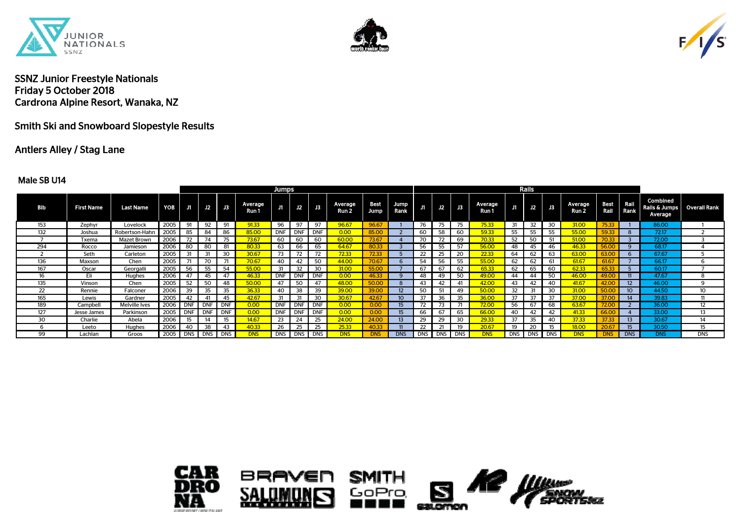SSNZ Junior Freestyle Nationals
Friday 5 October 2018
Cardrona Alpine Resort, Wanaka, NZ

## Smith Ski and Snowboard Slopestyle Results

## Antlers Alley / Stag Lane

### Male SB U14

| | | | | Jumps | | | | | | | | | | Rails | | | | | | | | | | | |
|---|---|---|---|---|---|---|---|---|---|---|---|---|---|---|---|---|---|---|---|---|---|---|---|---|---|
| Bib | First Name | Last Name | YOB | J1 | J2 | J3 | Average Run 1 | J1 | J2 | J3 | Average Run 2 | Best Jump | Jump Rank | J1 | J2 | J3 | Average Run 1 | J1 | J2 | J3 | Average Run 2 | Best Rail | Rail Rank | Combined Rails & Jumps Average | Overall Rank |
| 153 | Zephyr | Lovelock | 2005 | 91 | 92 | 91 | 91.33 | 96 | 97 | 97 | 96.67 | 96.67 | 1 | 76 | 75 | 75 | 75.33 | 31 | 32 | 30 | 31.00 | 75.33 | 1 | 86.00 | 1 |
| 132 | Joshua | Robertson-Hahn | 2005 | 85 | 84 | 86 | 85.00 | DNF | DNF | DNF | 0.00 | 85.00 | 2 | 60 | 58 | 60 | 59.33 | 55 | 55 | 55 | 55.00 | 59.33 | 8 | 72.17 | 2 |
| 7 | Txema | Mazet Brown | 2006 | 72 | 74 | 75 | 73.67 | 60 | 60 | 60 | 60.00 | 73.67 | 4 | 70 | 72 | 69 | 70.33 | 52 | 50 | 51 | 51.00 | 70.33 | 3 | 72.00 | 3 |
| 294 | Rocco | Jamieson | 2006 | 80 | 80 | 81 | 80.33 | 63 | 66 | 65 | 64.67 | 80.33 | 3 | 56 | 55 | 57 | 56.00 | 48 | 45 | 46 | 46.33 | 56.00 | 9 | 68.17 | 4 |
| 2 | Seth | Carleton | 2005 | 31 | 31 | 30 | 30.67 | 73 | 72 | 72 | 72.33 | 72.33 | 5 | 22 | 25 | 20 | 22.33 | 64 | 62 | 63 | 63.00 | 63.00 | 6 | 67.67 | 5 |
| 136 | Maxson | Chen | 2005 | 71 | 70 | 71 | 70.67 | 40 | 42 | 50 | 44.00 | 70.67 | 6 | 54 | 56 | 55 | 55.00 | 62 | 62 | 61 | 61.67 | 61.67 | 7 | 66.17 | 6 |
| 167 | Oscar | Georgalli | 2005 | 56 | 55 | 54 | 55.00 | 31 | 32 | 30 | 31.00 | 55.00 | 7 | 67 | 67 | 62 | 65.33 | 62 | 65 | 60 | 62.33 | 65.33 | 5 | 60.17 | 7 |
| 16 | Eli | Hughes | 2006 | 47 | 45 | 47 | 46.33 | DNF | DNF | DNF | 0.00 | 46.33 | 9 | 48 | 49 | 50 | 49.00 | 44 | 44 | 50 | 46.00 | 49.00 | 11 | 47.67 | 8 |
| 135 | Vinson | Chen | 2005 | 52 | 50 | 48 | 50.00 | 47 | 50 | 47 | 48.00 | 50.00 | 8 | 43 | 42 | 41 | 42.00 | 43 | 42 | 40 | 41.67 | 42.00 | 12 | 46.00 | 9 |
| 22 | Rennie | Falconer | 2006 | 39 | 35 | 35 | 36.33 | 40 | 38 | 39 | 39.00 | 39.00 | 12 | 50 | 51 | 49 | 50.00 | 32 | 31 | 30 | 31.00 | 50.00 | 10 | 44.50 | 10 |
| 165 | Lewis | Gardner | 2005 | 42 | 41 | 45 | 42.67 | 31 | 31 | 30 | 30.67 | 42.67 | 10 | 37 | 36 | 35 | 36.00 | 37 | 37 | 37 | 37.00 | 37.00 | 14 | 39.83 | 11 |
| 189 | Campbell | Melville Ives | 2006 | DNF | DNF | DNF | 0.00 | DNF | DNF | DNF | 0.00 | 0.00 | 15 | 72 | 73 | 71 | 72.00 | 56 | 67 | 68 | 63.67 | 72.00 | 2 | 36.00 | 12 |
| 127 | Jesse James | Parkinson | 2005 | DNF | DNF | DNF | 0.00 | DNF | DNF | DNF | 0.00 | 0.00 | 15 | 66 | 67 | 65 | 66.00 | 40 | 42 | 42 | 41.33 | 66.00 | 4 | 33.00 | 13 |
| 30 | Charlie | Abela | 2006 | 15 | 14 | 15 | 14.67 | 23 | 24 | 25 | 24.00 | 24.00 | 13 | 29 | 29 | 30 | 29.33 | 37 | 35 | 40 | 37.33 | 37.33 | 13 | 30.67 | 14 |
| 6 | Leeto | Hughes | 2006 | 40 | 38 | 43 | 40.33 | 26 | 25 | 25 | 25.33 | 40.33 | 11 | 22 | 21 | 19 | 20.67 | 19 | 20 | 15 | 18.00 | 20.67 | 15 | 30.50 | 15 |
| 99 | Lachlan | Groos | 2005 | DNS | DNS | DNS | DNS | DNS | DNS | DNS | DNS | DNS | DNS | DNS | DNS | DNS | DNS | DNS | DNS | DNS | DNS | DNS | DNS | DNS | DNS |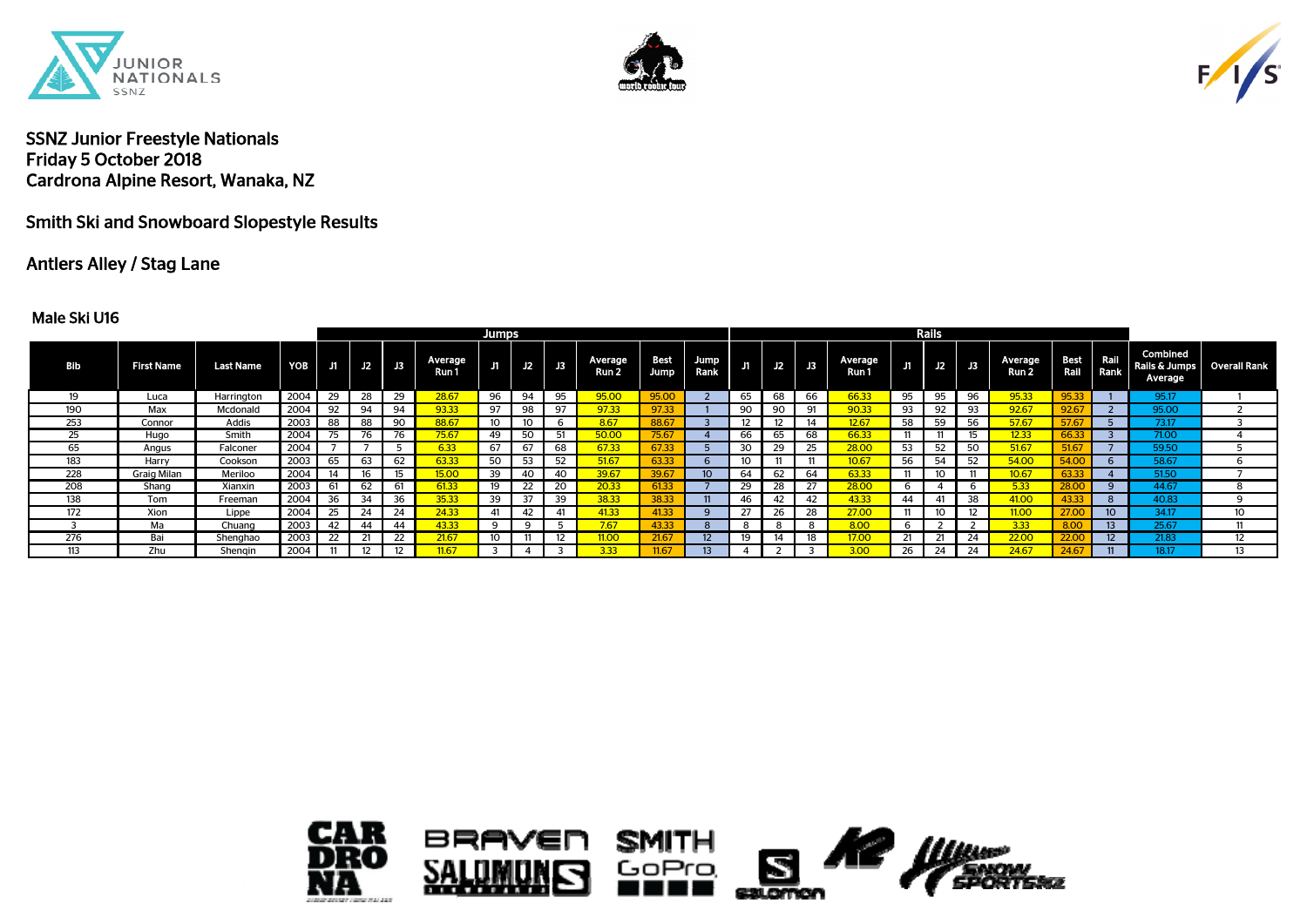SSNZ Junior Freestyle Nationals
Friday 5 October 2018
Cardrona Alpine Resort, Wanaka, NZ

Smith Ski and Snowboard Slopestyle Results

Antlers Alley / Stag Lane

Male Ski U16

| | | | | Jumps | | | | | | | | | | | Rails | | | | | | | | | | | |
|---|---|---|---|---|---|---|---|---|---|---|---|---|---|---|---|---|---|---|---|---|---|---|---|---|---|---|
| Bib | First Name | Last Name | YOB | J1 | J2 | J3 | Average Run 1 | J1 | J2 | J3 | Average Run 2 | Best Jump | Jump Rank | J1 | J2 | J3 | Average Run 1 | J1 | J2 | J3 | Average Run 2 | Best Rail | Rail Rank | Combined Rails & Jumps Average | Overall Rank |
| 19 | Luca | Harrington | 2004 | 29 | 28 | 29 | 28.67 | 96 | 94 | 95 | 95.00 | 95.00 | 2 | 65 | 68 | 66 | 66.33 | 95 | 95 | 96 | 95.33 | 95.33 | 1 | 95.17 | 1 |
| 190 | Max | Mcdonald | 2004 | 92 | 94 | 94 | 93.33 | 97 | 98 | 97 | 97.33 | 97.33 | 1 | 90 | 90 | 91 | 90.33 | 93 | 92 | 93 | 92.67 | 92.67 | 2 | 95.00 | 2 |
| 253 | Connor | Addis | 2003 | 88 | 88 | 90 | 88.67 | 10 | 10 | 6 | 8.67 | 88.67 | 3 | 12 | 12 | 14 | 12.67 | 58 | 59 | 56 | 57.67 | 57.67 | 5 | 73.17 | 3 |
| 25 | Hugo | Smith | 2004 | 75 | 76 | 76 | 75.67 | 49 | 50 | 51 | 50.00 | 75.67 | 4 | 66 | 65 | 68 | 66.33 | 11 | 11 | 15 | 12.33 | 66.33 | 3 | 71.00 | 4 |
| 65 | Angus | Falconer | 2004 | 7 | 7 | 5 | 6.33 | 67 | 67 | 68 | 67.33 | 67.33 | 5 | 30 | 29 | 25 | 28.00 | 53 | 52 | 50 | 51.67 | 51.67 | 7 | 59.50 | 5 |
| 183 | Harry | Cookson | 2003 | 65 | 63 | 62 | 63.33 | 50 | 53 | 52 | 51.67 | 63.33 | 6 | 10 | 11 | 11 | 10.67 | 56 | 54 | 52 | 54.00 | 54.00 | 6 | 58.67 | 6 |
| 228 | Graig Milan | Meriloo | 2004 | 14 | 16 | 15 | 15.00 | 39 | 40 | 40 | 39.67 | 39.67 | 10 | 64 | 62 | 64 | 63.33 | 11 | 10 | 11 | 10.67 | 63.33 | 4 | 51.50 | 7 |
| 208 | Shang | Xianxin | 2003 | 61 | 62 | 61 | 61.33 | 19 | 22 | 20 | 20.33 | 61.33 | 7 | 29 | 28 | 27 | 28.00 | 6 | 4 | 6 | 5.33 | 28.00 | 9 | 44.67 | 8 |
| 138 | Tom | Freeman | 2004 | 36 | 34 | 36 | 35.33 | 39 | 37 | 39 | 38.33 | 38.33 | 11 | 46 | 42 | 42 | 43.33 | 44 | 41 | 38 | 41.00 | 43.33 | 8 | 40.83 | 9 |
| 172 | Xion | Lippe | 2004 | 25 | 24 | 24 | 24.33 | 41 | 42 | 41 | 41.33 | 41.33 | 9 | 27 | 26 | 28 | 27.00 | 11 | 10 | 12 | 11.00 | 27.00 | 10 | 34.17 | 10 |
| 3 | Ma | Chuang | 2003 | 42 | 44 | 44 | 43.33 | 9 | 9 | 5 | 7.67 | 43.33 | 8 | 8 | 8 | 8 | 8.00 | 6 | 2 | 2 | 3.33 | 8.00 | 13 | 25.67 | 11 |
| 276 | Bai | Shenghao | 2003 | 22 | 21 | 22 | 21.67 | 10 | 11 | 12 | 11.00 | 21.67 | 12 | 19 | 14 | 18 | 17.00 | 21 | 21 | 24 | 22.00 | 22.00 | 12 | 21.83 | 12 |
| 113 | Zhu | Shengin | 2004 | 11 | 12 | 12 | 11.67 | 3 | 4 | 3 | 3.33 | 11.67 | 13 | 4 | 2 | 3 | 3.00 | 26 | 24 | 24 | 24.67 | 24.67 | 11 | 18.17 | 13 |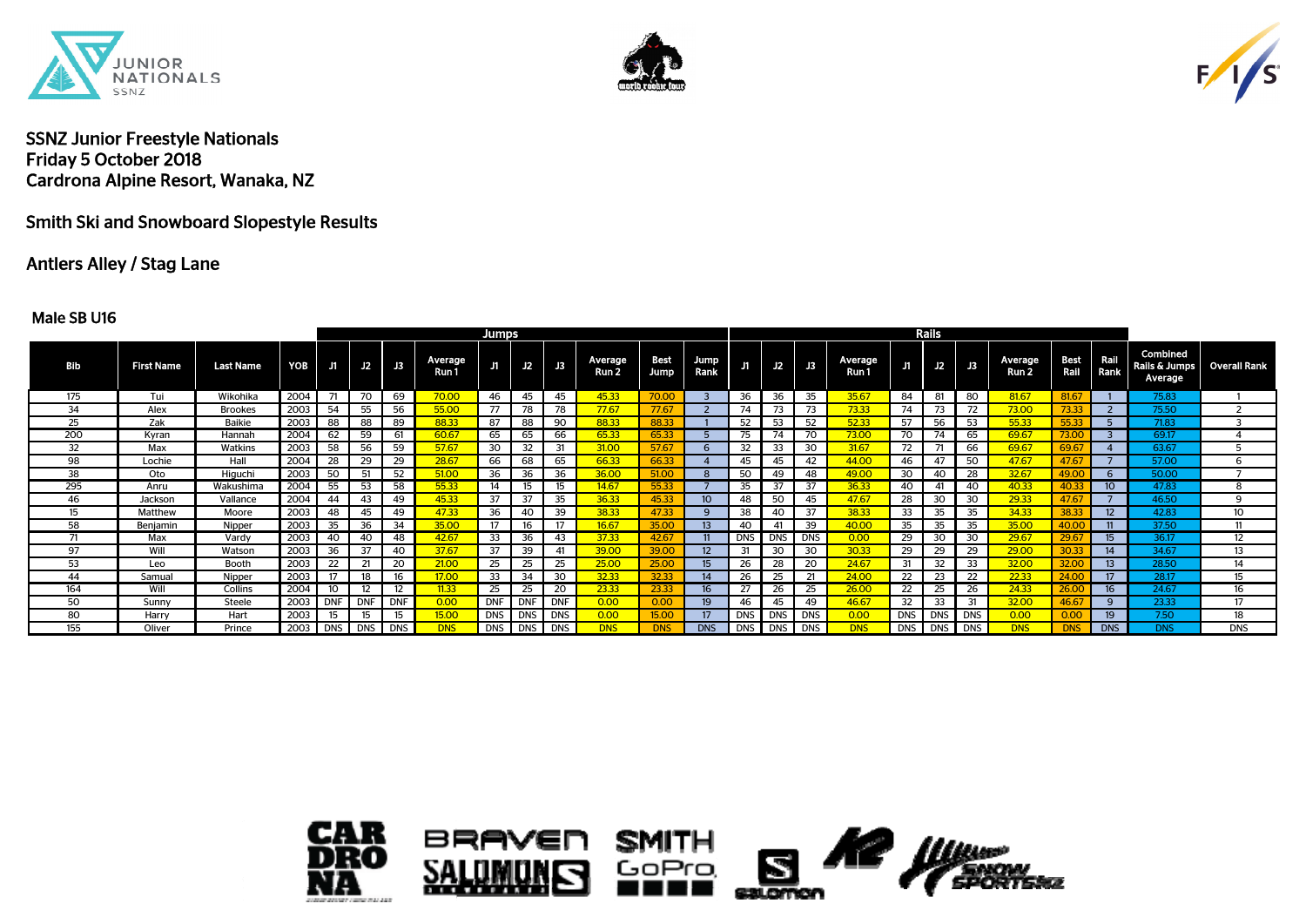## SSNZ Junior Freestyle Nationals
## Friday 5 October 2018
## Cardrona Alpine Resort, Wanaka, NZ

## Smith Ski and Snowboard Slopestyle Results

## Antlers Alley / Stag Lane

### Male SB U16

| | | | | Jumps | | | | | | | | | | | Rails | | | | | | | | | | | | |
|---|---|---|---|---|---|---|---|---|---|---|---|---|---|---|---|---|---|---|---|---|---|---|---|---|---|---|---|
| Bib | First Name | Last Name | YOB | J1 | J2 | J3 | Average Run 1 | J1 | J2 | J3 | Average Run 2 | Best Jump | Jump Rank | J1 | J2 | J3 | Average Run 1 | J1 | J2 | J3 | Average Run 2 | Best Rail | Rail Rank | Combined Rails & Jumps Average | Overall Rank |
| 175 | Tui | Wikohika | 2004 | 71 | 70 | 69 | 70.00 | 46 | 45 | 45 | 45.33 | 70.00 | 3 | 36 | 36 | 35 | 35.67 | 84 | 81 | 80 | 81.67 | 81.67 | 1 | 75.83 | 1 |
| 34 | Alex | Brookes | 2003 | 54 | 55 | 56 | 55.00 | 77 | 78 | 78 | 77.67 | 77.67 | 2 | 74 | 73 | 73 | 73.33 | 74 | 73 | 72 | 73.00 | 73.33 | 2 | 75.50 | 2 |
| 25 | Zak | Baikie | 2003 | 88 | 88 | 89 | 88.33 | 87 | 88 | 90 | 88.33 | 88.33 | 1 | 52 | 53 | 52 | 52.33 | 57 | 56 | 53 | 55.33 | 55.33 | 5 | 71.83 | 3 |
| 200 | Kyran | Hannah | 2004 | 62 | 59 | 61 | 60.67 | 65 | 65 | 66 | 65.33 | 65.33 | 5 | 75 | 74 | 70 | 73.00 | 70 | 74 | 65 | 69.67 | 73.00 | 3 | 69.17 | 4 |
| 32 | Max | Watkins | 2003 | 58 | 56 | 59 | 57.67 | 30 | 32 | 31 | 31.00 | 57.67 | 6 | 32 | 33 | 30 | 31.67 | 72 | 71 | 66 | 69.67 | 69.67 | 4 | 63.67 | 5 |
| 98 | Lochie | Hall | 2004 | 28 | 29 | 29 | 28.67 | 66 | 68 | 65 | 66.33 | 66.33 | 4 | 45 | 45 | 42 | 44.00 | 46 | 47 | 50 | 47.67 | 47.67 | 7 | 57.00 | 6 |
| 38 | Oto | Higuchi | 2003 | 50 | 51 | 52 | 51.00 | 36 | 36 | 36 | 36.00 | 51.00 | 8 | 50 | 49 | 48 | 49.00 | 30 | 40 | 28 | 32.67 | 49.00 | 6 | 50.00 | 7 |
| 295 | Anru | Wakushima | 2004 | 55 | 53 | 58 | 55.33 | 14 | 15 | 15 | 14.67 | 55.33 | 7 | 35 | 37 | 37 | 36.33 | 40 | 41 | 40 | 40.33 | 40.33 | 10 | 47.83 | 8 |
| 46 | Jackson | Vallance | 2004 | 44 | 43 | 49 | 45.33 | 37 | 37 | 35 | 36.33 | 45.33 | 10 | 48 | 50 | 45 | 47.67 | 28 | 30 | 30 | 29.33 | 47.67 | 7 | 46.50 | 9 |
| 15 | Matthew | Moore | 2003 | 48 | 45 | 49 | 47.33 | 36 | 40 | 39 | 38.33 | 47.33 | 9 | 38 | 40 | 37 | 38.33 | 33 | 35 | 35 | 34.33 | 38.33 | 12 | 42.83 | 10 |
| 58 | Benjamin | Nipper | 2003 | 35 | 36 | 34 | 35.00 | 17 | 16 | 17 | 16.67 | 35.00 | 13 | 40 | 41 | 39 | 40.00 | 35 | 35 | 35 | 35.00 | 40.00 | 11 | 37.50 | 11 |
| 71 | Max | Vardy | 2003 | 40 | 40 | 48 | 42.67 | 33 | 36 | 43 | 37.33 | 42.67 | 11 | DNS | DNS | DNS | 0.00 | 29 | 30 | 30 | 29.67 | 29.67 | 15 | 36.17 | 12 |
| 97 | Will | Watson | 2003 | 36 | 37 | 40 | 37.67 | 37 | 39 | 41 | 39.00 | 39.00 | 12 | 31 | 30 | 30 | 30.33 | 29 | 29 | 29 | 29.00 | 30.33 | 14 | 34.67 | 13 |
| 53 | Leo | Booth | 2003 | 22 | 21 | 20 | 21.00 | 25 | 25 | 25 | 25.00 | 25.00 | 15 | 26 | 28 | 20 | 24.67 | 31 | 32 | 33 | 32.00 | 32.00 | 13 | 28.50 | 14 |
| 44 | Samual | Nipper | 2003 | 17 | 18 | 16 | 17.00 | 33 | 34 | 30 | 32.33 | 32.33 | 14 | 26 | 25 | 21 | 24.00 | 22 | 23 | 22 | 22.33 | 24.00 | 17 | 28.17 | 15 |
| 164 | Will | Collins | 2004 | 10 | 12 | 12 | 11.33 | 25 | 25 | 20 | 23.33 | 23.33 | 16 | 27 | 26 | 25 | 26.00 | 22 | 25 | 26 | 24.33 | 26.00 | 16 | 24.67 | 16 |
| 50 | Sunny | Steele | 2003 | DNF | DNF | DNF | 0.00 | DNF | DNF | DNF | 0.00 | 0.00 | 19 | 46 | 45 | 49 | 46.67 | 32 | 33 | 31 | 32.00 | 46.67 | 9 | 23.33 | 17 |
| 80 | Harry | Hart | 2003 | 15 | 15 | 15 | 15.00 | DNS | DNS | DNS | 0.00 | 15.00 | 17 | DNS | DNS | DNS | 0.00 | DNS | DNS | DNS | 0.00 | 0.00 | 19 | 7.50 | 18 |
| 155 | Oliver | Prince | 2003 | DNS | DNS | DNS | DNS | DNS | DNS | DNS | DNS | DNS | DNS | DNS | DNS | DNS | DNS | DNS | DNS | DNS | DNS | DNS | DNS | DNS | DNS |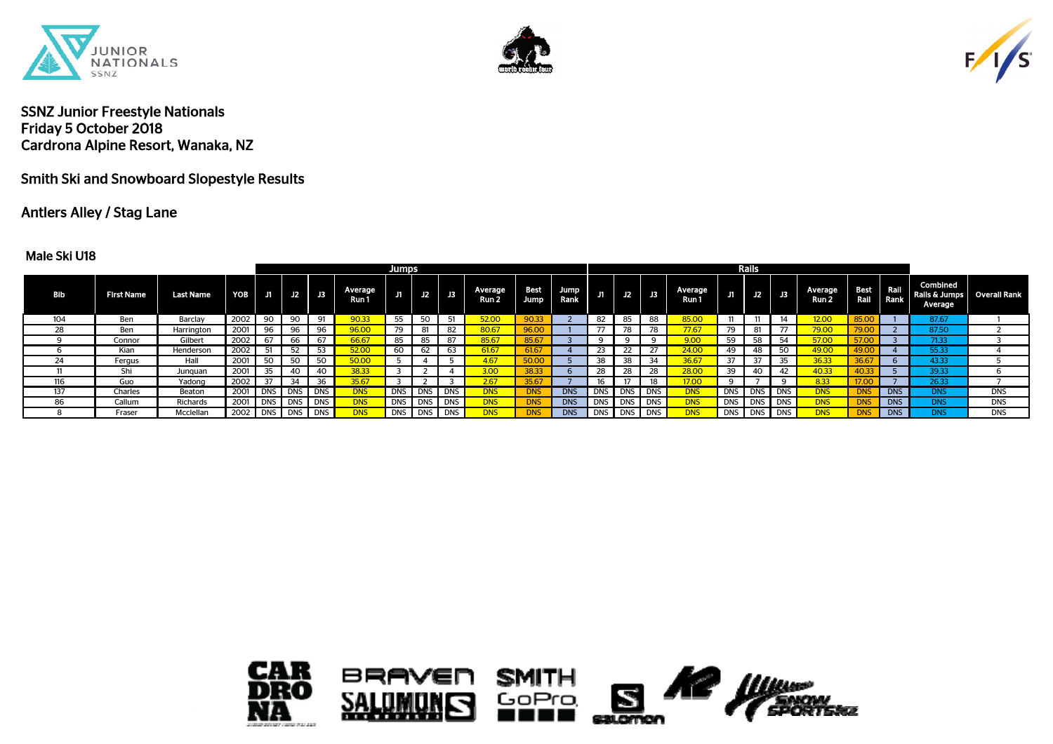SSNZ Junior Freestyle Nationals
Friday 5 October 2018
Cardrona Alpine Resort, Wanaka, NZ

Smith Ski and Snowboard Slopestyle Results

Antlers Alley / Stag Lane

Male Ski U18

| | | | | Jumps | | | | | | | | | | | Rails | | | | | | | | | | | | |
|---|---|---|---|---|---|---|---|---|---|---|---|---|---|---|---|---|---|---|---|---|---|---|---|---|---|---|---|
| Bib | First Name | Last Name | YOB | J1 | J2 | J3 | Average Run 1 | J1 | J2 | J3 | Average Run 2 | Best Jump | Jump Rank | J1 | J2 | J3 | Average Run 1 | J1 | J2 | J3 | Average Run 2 | Best Rail | Rail Rank | Combined Rails & Jumps Average | Overall Rank |
| 104 | Ben | Barclay | 2002 | 90 | 90 | 91 | 90.33 | 55 | 50 | 51 | 52.00 | 90.33 | 2 | 82 | 85 | 88 | 85.00 | 11 | 11 | 14 | 12.00 | 85.00 | 1 | 87.67 | 1 |
| 28 | Ben | Harrington | 2001 | 96 | 96 | 96 | 96.00 | 79 | 81 | 82 | 80.67 | 96.00 | 1 | 77 | 78 | 78 | 77.67 | 79 | 81 | 77 | 79.00 | 79.00 | 2 | 87.50 | 2 |
| 9 | Connor | Gilbert | 2002 | 67 | 66 | 67 | 66.67 | 85 | 85 | 87 | 85.67 | 85.67 | 3 | 9 | 9 | 9 | 9.00 | 59 | 58 | 54 | 57.00 | 57.00 | 3 | 71.33 | 3 |
| 6 | Kian | Henderson | 2002 | 51 | 52 | 53 | 52.00 | 60 | 62 | 63 | 61.67 | 61.67 | 4 | 23 | 22 | 27 | 24.00 | 49 | 48 | 50 | 49.00 | 49.00 | 4 | 55.33 | 4 |
| 24 | Fergus | Hall | 2001 | 50 | 50 | 50 | 50.00 | 5 | 4 | 5 | 4.67 | 50.00 | 5 | 38 | 38 | 34 | 36.67 | 37 | 37 | 35 | 36.33 | 36.67 | 6 | 43.33 | 5 |
| 11 | Shi | Junquan | 2001 | 35 | 40 | 40 | 38.33 | 3 | 2 | 4 | 3.00 | 38.33 | 6 | 28 | 28 | 28 | 28.00 | 39 | 40 | 42 | 40.33 | 40.33 | 5 | 39.33 | 6 |
| 116 | Guo | Yadong | 2002 | 37 | 34 | 36 | 35.67 | 3 | 2 | 3 | 2.67 | 35.67 | 7 | 16 | 17 | 18 | 17.00 | 9 | 7 | 9 | 8.33 | 17.00 | 7 | 26.33 | 7 |
| 137 | Charles | Beaton | 2001 | DNS | DNS | DNS | DNS | DNS | DNS | DNS | DNS | DNS | DNS | DNS | DNS | DNS | DNS | DNS | DNS | DNS | DNS | DNS | DNS | DNS | DNS |
| 86 | Callum | Richards | 2001 | DNS | DNS | DNS | DNS | DNS | DNS | DNS | DNS | DNS | DNS | DNS | DNS | DNS | DNS | DNS | DNS | DNS | DNS | DNS | DNS | DNS | DNS |
| 8 | Fraser | Mcclellan | 2002 | DNS | DNS | DNS | DNS | DNS | DNS | DNS | DNS | DNS | DNS | DNS | DNS | DNS | DNS | DNS | DNS | DNS | DNS | DNS | DNS | DNS | DNS |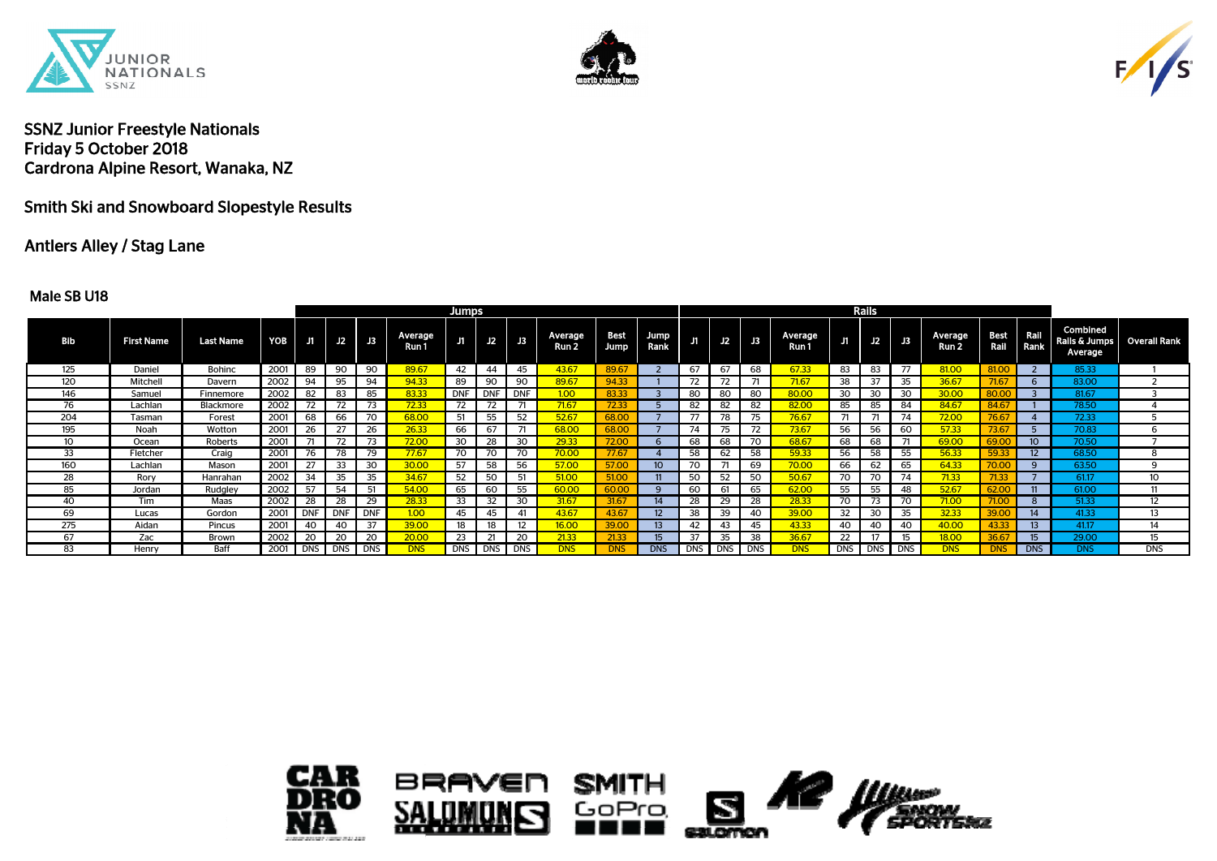## SSNZ Junior Freestyle Nationals
## Friday 5 October 2018
## Cardrona Alpine Resort, Wanaka, NZ

## Smith Ski and Snowboard Slopestyle Results

## Antlers Alley / Stag Lane

### Male SB U18

| | | | | Jumps | | | | | | | | | | Rails | | | | | | | | | | | |
|---|---|---|---|---|---|---|---|---|---|---|---|---|---|---|---|---|---|---|---|---|---|---|---|---|---|
| Bib | First Name | Last Name | YOB | J1 | J2 | J3 | Average Run 1 | J1 | J2 | J3 | Average Run 2 | Best Jump | Jump Rank | J1 | J2 | J3 | Average Run 1 | J1 | J2 | J3 | Average Run 2 | Best Rail | Rail Rank | Combined Rails & Jumps Average | Overall Rank |
| 125 | Daniel | Bohinc | 2001 | 89 | 90 | 90 | 89.67 | 42 | 44 | 45 | 43.67 | 89.67 | 2 | 67 | 67 | 68 | 67.33 | 83 | 83 | 77 | 81.00 | 81.00 | 2 | 85.33 | 1 |
| 120 | Mitchell | Davern | 2002 | 94 | 95 | 94 | 94.33 | 89 | 90 | 90 | 89.67 | 94.33 | 1 | 72 | 72 | 71 | 71.67 | 38 | 37 | 35 | 36.67 | 71.67 | 6 | 83.00 | 2 |
| 146 | Samuel | Finnemore | 2002 | 82 | 83 | 85 | 83.33 | DNF | DNF | DNF | 1.00 | 83.33 | 3 | 80 | 80 | 80 | 80.00 | 30 | 30 | 30 | 30.00 | 80.00 | 3 | 81.67 | 3 |
| 76 | Lachlan | Blackmore | 2002 | 72 | 72 | 73 | 72.33 | 72 | 72 | 71 | 71.67 | 72.33 | 5 | 82 | 82 | 82 | 82.00 | 85 | 85 | 84 | 84.67 | 84.67 | 1 | 78.50 | 4 |
| 204 | Tasman | Forest | 2001 | 68 | 66 | 70 | 68.00 | 51 | 55 | 52 | 52.67 | 68.00 | 7 | 77 | 78 | 75 | 76.67 | 71 | 71 | 74 | 72.00 | 76.67 | 4 | 72.33 | 5 |
| 195 | Noah | Wotton | 2001 | 26 | 27 | 26 | 26.33 | 66 | 67 | 71 | 68.00 | 68.00 | 7 | 74 | 75 | 72 | 73.67 | 56 | 56 | 60 | 57.33 | 73.67 | 5 | 70.83 | 6 |
| 10 | Ocean | Roberts | 2001 | 71 | 72 | 73 | 72.00 | 30 | 28 | 30 | 29.33 | 72.00 | 6 | 68 | 68 | 70 | 68.67 | 68 | 68 | 71 | 69.00 | 69.00 | 10 | 70.50 | 7 |
| 33 | Fletcher | Craig | 2001 | 76 | 78 | 79 | 77.67 | 70 | 70 | 70 | 70.00 | 77.67 | 4 | 58 | 62 | 58 | 59.33 | 56 | 58 | 55 | 56.33 | 59.33 | 12 | 68.50 | 8 |
| 160 | Lachlan | Mason | 2001 | 27 | 33 | 30 | 30.00 | 57 | 58 | 56 | 57.00 | 57.00 | 10 | 70 | 71 | 69 | 70.00 | 66 | 62 | 65 | 64.33 | 70.00 | 9 | 63.50 | 9 |
| 28 | Rory | Hanrahan | 2002 | 34 | 35 | 35 | 34.67 | 52 | 50 | 51 | 51.00 | 51.00 | 11 | 50 | 52 | 50 | 50.67 | 70 | 70 | 74 | 71.33 | 71.33 | 7 | 61.17 | 10 |
| 85 | Jordan | Rudgley | 2002 | 57 | 54 | 51 | 54.00 | 65 | 60 | 55 | 60.00 | 60.00 | 9 | 60 | 61 | 65 | 62.00 | 55 | 55 | 48 | 52.67 | 62.00 | 11 | 61.00 | 11 |
| 40 | Tim | Maas | 2002 | 28 | 28 | 29 | 28.33 | 33 | 32 | 30 | 31.67 | 31.67 | 14 | 28 | 29 | 28 | 28.33 | 70 | 73 | 70 | 71.00 | 71.00 | 8 | 51.33 | 12 |
| 69 | Lucas | Gordon | 2001 | DNF | DNF | DNF | 1.00 | 45 | 45 | 41 | 43.67 | 43.67 | 12 | 38 | 39 | 40 | 39.00 | 32 | 30 | 35 | 32.33 | 39.00 | 14 | 41.33 | 13 |
| 275 | Aidan | Pincus | 2001 | 40 | 40 | 37 | 39.00 | 18 | 18 | 12 | 16.00 | 39.00 | 13 | 42 | 43 | 45 | 43.33 | 40 | 40 | 40 | 40.00 | 43.33 | 13 | 41.17 | 14 |
| 67 | Zac | Brown | 2002 | 20 | 20 | 20 | 20.00 | 23 | 21 | 20 | 21.33 | 21.33 | 15 | 37 | 35 | 38 | 36.67 | 22 | 17 | 15 | 18.00 | 36.67 | 15 | 29.00 | 15 |
| 83 | Henry | Baff | 2001 | DNS | DNS | DNS | DNS | DNS | DNS | DNS | DNS | DNS | DNS | DNS | DNS | DNS | DNS | DNS | DNS | DNS | DNS | DNS | DNS | DNS | DNS |